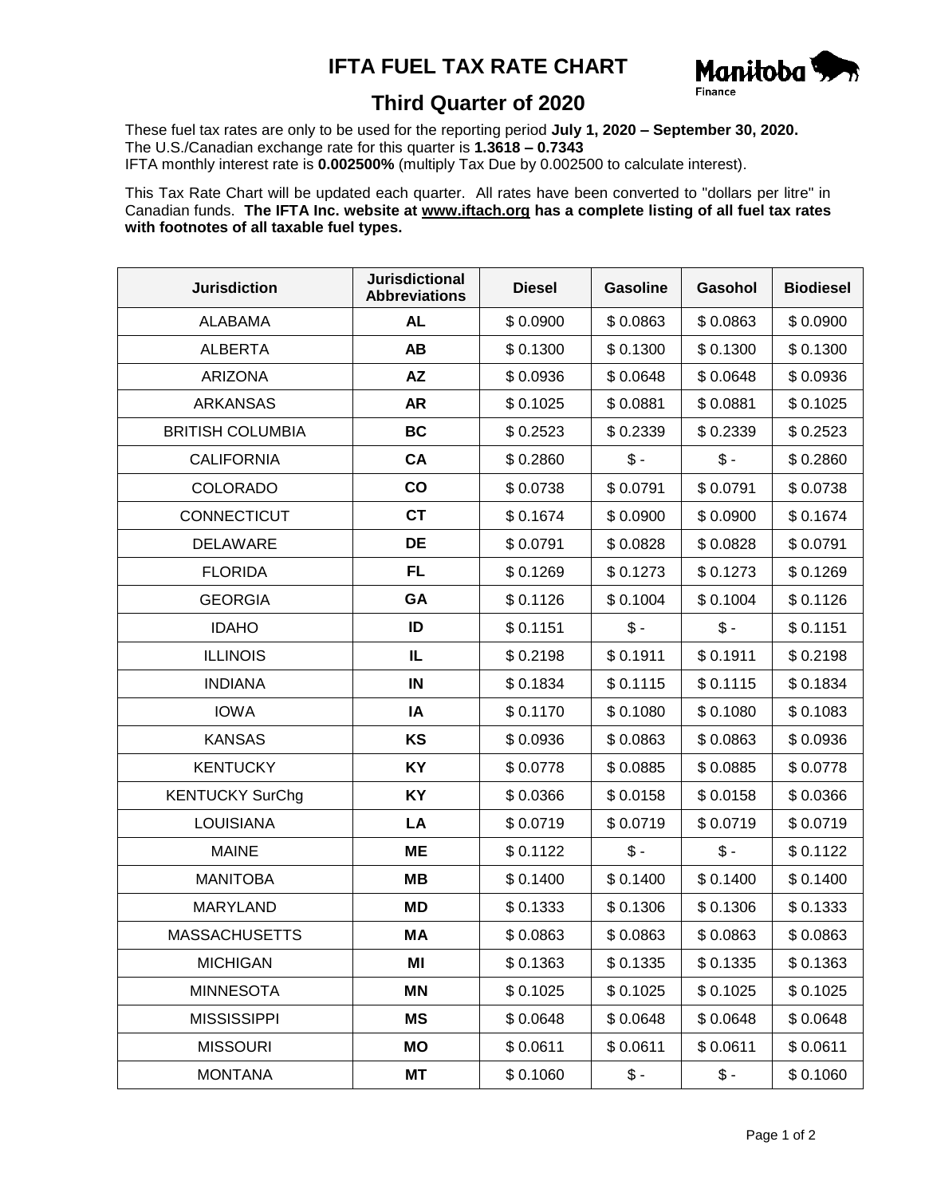# IFTA FUEL TAX RATE CHART

## Third Quarter of 2020

These fuel tax rates are only to be used for the reporting period **July 1, 2020 – September 30, 2020.**
The U.S./Canadian exchange rate for this quarter is **1.3618 – 0.7343**
IFTA monthly interest rate is **0.002500%** (multiply Tax Due by 0.002500 to calculate interest).

This Tax Rate Chart will be updated each quarter. All rates have been converted to "dollars per litre" in Canadian funds. **The IFTA Inc. website at www.iftach.org has a complete listing of all fuel tax rates with footnotes of all taxable fuel types.**

| Jurisdiction | Jurisdictional Abbreviations | Diesel | Gasoline | Gasohol | Biodiesel |
|---|---|---|---|---|---|
| ALABAMA | **AL** | $ 0.0900 | $ 0.0863 | $ 0.0863 | $ 0.0900 |
| ALBERTA | **AB** | $ 0.1300 | $ 0.1300 | $ 0.1300 | $ 0.1300 |
| ARIZONA | **AZ** | $ 0.0936 | $ 0.0648 | $ 0.0648 | $ 0.0936 |
| ARKANSAS | **AR** | $ 0.1025 | $ 0.0881 | $ 0.0881 | $ 0.1025 |
| BRITISH COLUMBIA | **BC** | $ 0.2523 | $ 0.2339 | $ 0.2339 | $ 0.2523 |
| CALIFORNIA | **CA** | $ 0.2860 | $ - | $ - | $ 0.2860 |
| COLORADO | **CO** | $ 0.0738 | $ 0.0791 | $ 0.0791 | $ 0.0738 |
| CONNECTICUT | **CT** | $ 0.1674 | $ 0.0900 | $ 0.0900 | $ 0.1674 |
| DELAWARE | **DE** | $ 0.0791 | $ 0.0828 | $ 0.0828 | $ 0.0791 |
| FLORIDA | **FL** | $ 0.1269 | $ 0.1273 | $ 0.1273 | $ 0.1269 |
| GEORGIA | **GA** | $ 0.1126 | $ 0.1004 | $ 0.1004 | $ 0.1126 |
| IDAHO | **ID** | $ 0.1151 | $ - | $ - | $ 0.1151 |
| ILLINOIS | **IL** | $ 0.2198 | $ 0.1911 | $ 0.1911 | $ 0.2198 |
| INDIANA | **IN** | $ 0.1834 | $ 0.1115 | $ 0.1115 | $ 0.1834 |
| IOWA | **IA** | $ 0.1170 | $ 0.1080 | $ 0.1080 | $ 0.1083 |
| KANSAS | **KS** | $ 0.0936 | $ 0.0863 | $ 0.0863 | $ 0.0936 |
| KENTUCKY | **KY** | $ 0.0778 | $ 0.0885 | $ 0.0885 | $ 0.0778 |
| KENTUCKY SurChg | **KY** | $ 0.0366 | $ 0.0158 | $ 0.0158 | $ 0.0366 |
| LOUISIANA | **LA** | $ 0.0719 | $ 0.0719 | $ 0.0719 | $ 0.0719 |
| MAINE | **ME** | $ 0.1122 | $ - | $ - | $ 0.1122 |
| MANITOBA | **MB** | $ 0.1400 | $ 0.1400 | $ 0.1400 | $ 0.1400 |
| MARYLAND | **MD** | $ 0.1333 | $ 0.1306 | $ 0.1306 | $ 0.1333 |
| MASSACHUSETTS | **MA** | $ 0.0863 | $ 0.0863 | $ 0.0863 | $ 0.0863 |
| MICHIGAN | **MI** | $ 0.1363 | $ 0.1335 | $ 0.1335 | $ 0.1363 |
| MINNESOTA | **MN** | $ 0.1025 | $ 0.1025 | $ 0.1025 | $ 0.1025 |
| MISSISSIPPI | **MS** | $ 0.0648 | $ 0.0648 | $ 0.0648 | $ 0.0648 |
| MISSOURI | **MO** | $ 0.0611 | $ 0.0611 | $ 0.0611 | $ 0.0611 |
| MONTANA | **MT** | $ 0.1060 | $ - | $ - | $ 0.1060 |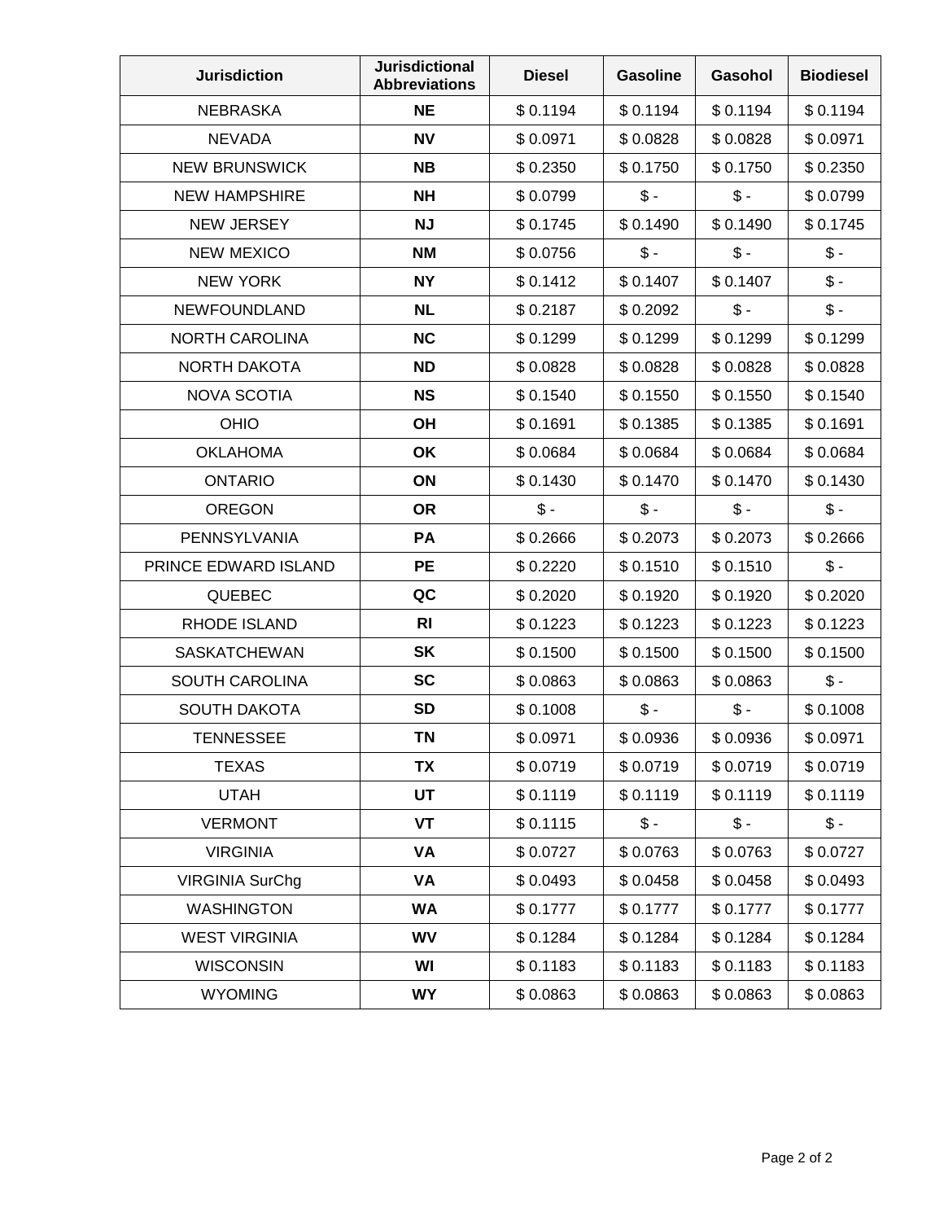| Jurisdiction | Jurisdictional Abbreviations | Diesel | Gasoline | Gasohol | Biodiesel |
|---|---|---|---|---|---|
| NEBRASKA | **NE** | $ 0.1194 | $ 0.1194 | $ 0.1194 | $ 0.1194 |
| NEVADA | **NV** | $ 0.0971 | $ 0.0828 | $ 0.0828 | $ 0.0971 |
| NEW BRUNSWICK | **NB** | $ 0.2350 | $ 0.1750 | $ 0.1750 | $ 0.2350 |
| NEW HAMPSHIRE | **NH** | $ 0.0799 | $ - | $ - | $ 0.0799 |
| NEW JERSEY | **NJ** | $ 0.1745 | $ 0.1490 | $ 0.1490 | $ 0.1745 |
| NEW MEXICO | **NM** | $ 0.0756 | $ - | $ - | $ - |
| NEW YORK | **NY** | $ 0.1412 | $ 0.1407 | $ 0.1407 | $ - |
| NEWFOUNDLAND | **NL** | $ 0.2187 | $ 0.2092 | $ - | $ - |
| NORTH CAROLINA | **NC** | $ 0.1299 | $ 0.1299 | $ 0.1299 | $ 0.1299 |
| NORTH DAKOTA | **ND** | $ 0.0828 | $ 0.0828 | $ 0.0828 | $ 0.0828 |
| NOVA SCOTIA | **NS** | $ 0.1540 | $ 0.1550 | $ 0.1550 | $ 0.1540 |
| OHIO | **OH** | $ 0.1691 | $ 0.1385 | $ 0.1385 | $ 0.1691 |
| OKLAHOMA | **OK** | $ 0.0684 | $ 0.0684 | $ 0.0684 | $ 0.0684 |
| ONTARIO | **ON** | $ 0.1430 | $ 0.1470 | $ 0.1470 | $ 0.1430 |
| OREGON | **OR** | $ - | $ - | $ - | $ - |
| PENNSYLVANIA | **PA** | $ 0.2666 | $ 0.2073 | $ 0.2073 | $ 0.2666 |
| PRINCE EDWARD ISLAND | **PE** | $ 0.2220 | $ 0.1510 | $ 0.1510 | $ - |
| QUEBEC | **QC** | $ 0.2020 | $ 0.1920 | $ 0.1920 | $ 0.2020 |
| RHODE ISLAND | **RI** | $ 0.1223 | $ 0.1223 | $ 0.1223 | $ 0.1223 |
| SASKATCHEWAN | **SK** | $ 0.1500 | $ 0.1500 | $ 0.1500 | $ 0.1500 |
| SOUTH CAROLINA | **SC** | $ 0.0863 | $ 0.0863 | $ 0.0863 | $ - |
| SOUTH DAKOTA | **SD** | $ 0.1008 | $ - | $ - | $ 0.1008 |
| TENNESSEE | **TN** | $ 0.0971 | $ 0.0936 | $ 0.0936 | $ 0.0971 |
| TEXAS | **TX** | $ 0.0719 | $ 0.0719 | $ 0.0719 | $ 0.0719 |
| UTAH | **UT** | $ 0.1119 | $ 0.1119 | $ 0.1119 | $ 0.1119 |
| VERMONT | **VT** | $ 0.1115 | $ - | $ - | $ - |
| VIRGINIA | **VA** | $ 0.0727 | $ 0.0763 | $ 0.0763 | $ 0.0727 |
| VIRGINIA SurChg | **VA** | $ 0.0493 | $ 0.0458 | $ 0.0458 | $ 0.0493 |
| WASHINGTON | **WA** | $ 0.1777 | $ 0.1777 | $ 0.1777 | $ 0.1777 |
| WEST VIRGINIA | **WV** | $ 0.1284 | $ 0.1284 | $ 0.1284 | $ 0.1284 |
| WISCONSIN | **WI** | $ 0.1183 | $ 0.1183 | $ 0.1183 | $ 0.1183 |
| WYOMING | **WY** | $ 0.0863 | $ 0.0863 | $ 0.0863 | $ 0.0863 |